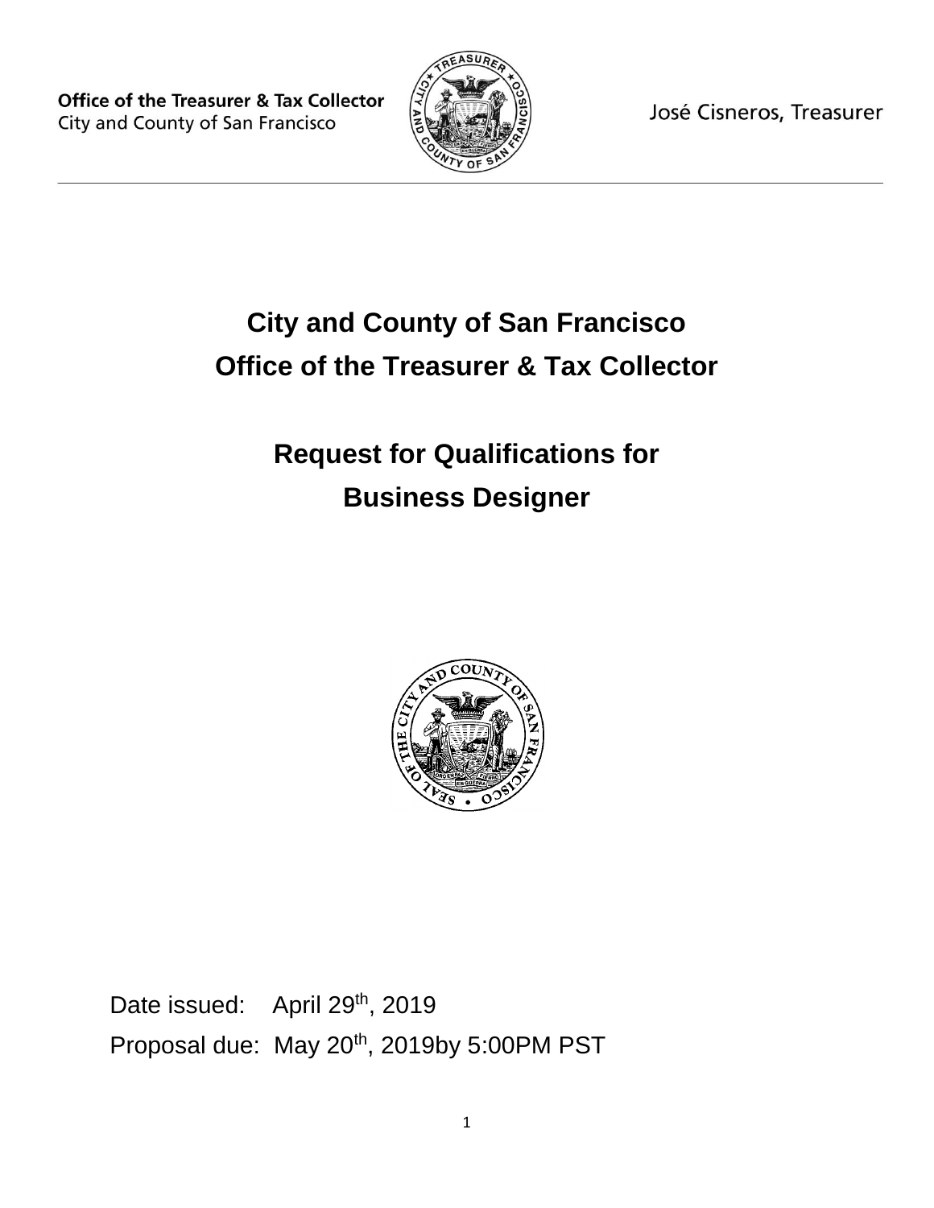Office of the Treasurer & Tax Collector
City and County of San Francisco

José Cisneros, Treasurer

# City and County of San Francisco
# Office of the Treasurer & Tax Collector

# Request for Qualifications for Business Designer

Date issued: April 29th, 2019

Proposal due: May 20th, 2019by 5:00PM PST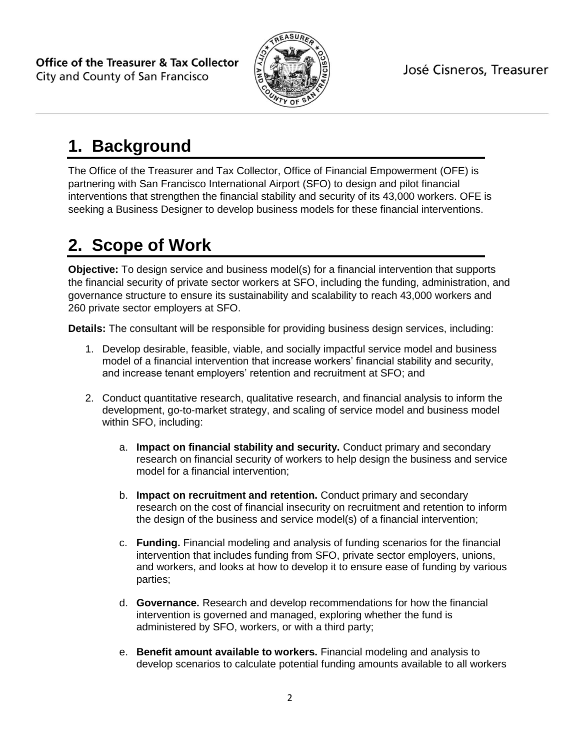# 1. Background

The Office of the Treasurer and Tax Collector, Office of Financial Empowerment (OFE) is partnering with San Francisco International Airport (SFO) to design and pilot financial interventions that strengthen the financial stability and security of its 43,000 workers. OFE is seeking a Business Designer to develop business models for these financial interventions.

# 2. Scope of Work

**Objective:** To design service and business model(s) for a financial intervention that supports the financial security of private sector workers at SFO, including the funding, administration, and governance structure to ensure its sustainability and scalability to reach 43,000 workers and 260 private sector employers at SFO.

**Details:** The consultant will be responsible for providing business design services, including:

1. Develop desirable, feasible, viable, and socially impactful service model and business model of a financial intervention that increase workers' financial stability and security, and increase tenant employers' retention and recruitment at SFO; and

2. Conduct quantitative research, qualitative research, and financial analysis to inform the development, go-to-market strategy, and scaling of service model and business model within SFO, including:

   a. **Impact on financial stability and security.** Conduct primary and secondary research on financial security of workers to help design the business and service model for a financial intervention;

   b. **Impact on recruitment and retention.** Conduct primary and secondary research on the cost of financial insecurity on recruitment and retention to inform the design of the business and service model(s) of a financial intervention;

   c. **Funding.** Financial modeling and analysis of funding scenarios for the financial intervention that includes funding from SFO, private sector employers, unions, and workers, and looks at how to develop it to ensure ease of funding by various parties;

   d. **Governance.** Research and develop recommendations for how the financial intervention is governed and managed, exploring whether the fund is administered by SFO, workers, or with a third party;

   e. **Benefit amount available to workers.** Financial modeling and analysis to develop scenarios to calculate potential funding amounts available to all workers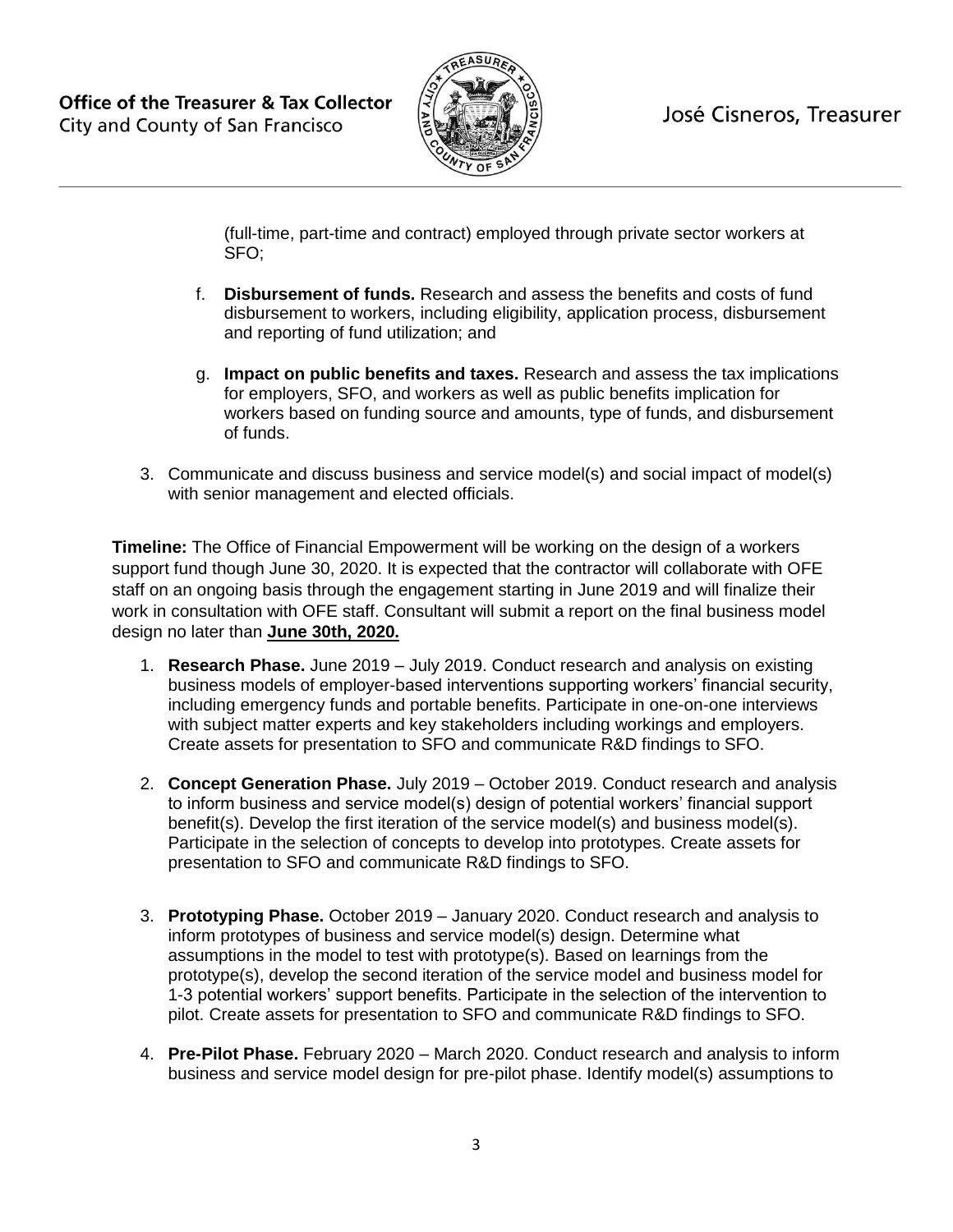(full-time, part-time and contract) employed through private sector workers at SFO;

f. **Disbursement of funds.** Research and assess the benefits and costs of fund disbursement to workers, including eligibility, application process, disbursement and reporting of fund utilization; and

g. **Impact on public benefits and taxes.** Research and assess the tax implications for employers, SFO, and workers as well as public benefits implication for workers based on funding source and amounts, type of funds, and disbursement of funds.

3. Communicate and discuss business and service model(s) and social impact of model(s) with senior management and elected officials.

**Timeline:** The Office of Financial Empowerment will be working on the design of a workers support fund though June 30, 2020. It is expected that the contractor will collaborate with OFE staff on an ongoing basis through the engagement starting in June 2019 and will finalize their work in consultation with OFE staff. Consultant will submit a report on the final business model design no later than **June 30th, 2020.**

1. **Research Phase.** June 2019 – July 2019. Conduct research and analysis on existing business models of employer-based interventions supporting workers' financial security, including emergency funds and portable benefits. Participate in one-on-one interviews with subject matter experts and key stakeholders including workings and employers. Create assets for presentation to SFO and communicate R&D findings to SFO.

2. **Concept Generation Phase.** July 2019 – October 2019. Conduct research and analysis to inform business and service model(s) design of potential workers' financial support benefit(s). Develop the first iteration of the service model(s) and business model(s). Participate in the selection of concepts to develop into prototypes. Create assets for presentation to SFO and communicate R&D findings to SFO.

3. **Prototyping Phase.** October 2019 – January 2020. Conduct research and analysis to inform prototypes of business and service model(s) design. Determine what assumptions in the model to test with prototype(s). Based on learnings from the prototype(s), develop the second iteration of the service model and business model for 1-3 potential workers' support benefits. Participate in the selection of the intervention to pilot. Create assets for presentation to SFO and communicate R&D findings to SFO.

4. **Pre-Pilot Phase.** February 2020 – March 2020. Conduct research and analysis to inform business and service model design for pre-pilot phase. Identify model(s) assumptions to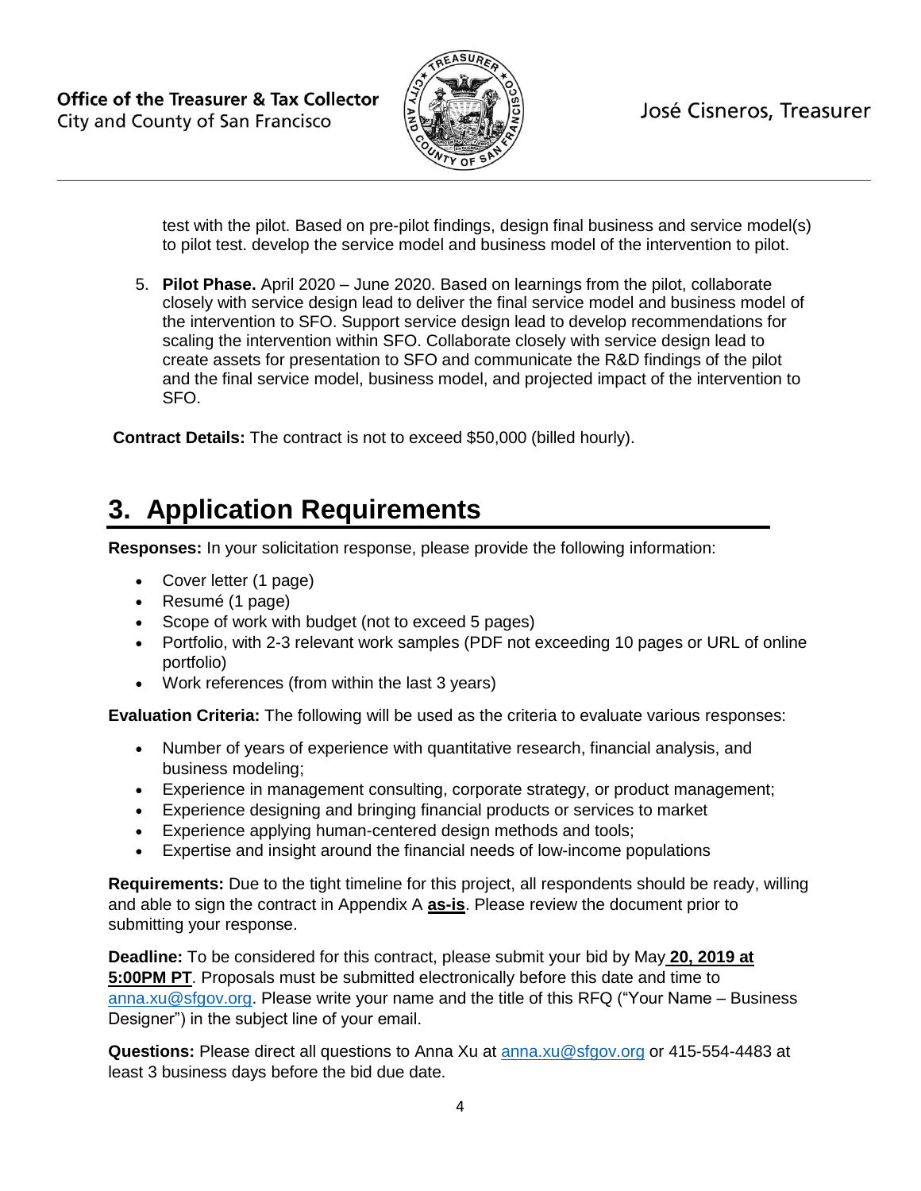test with the pilot. Based on pre-pilot findings, design final business and service model(s) to pilot test. develop the service model and business model of the intervention to pilot.

5. **Pilot Phase.** April 2020 – June 2020. Based on learnings from the pilot, collaborate closely with service design lead to deliver the final service model and business model of the intervention to SFO. Support service design lead to develop recommendations for scaling the intervention within SFO. Collaborate closely with service design lead to create assets for presentation to SFO and communicate the R&D findings of the pilot and the final service model, business model, and projected impact of the intervention to SFO.

**Contract Details:** The contract is not to exceed $50,000 (billed hourly).

## 3. Application Requirements

**Responses:** In your solicitation response, please provide the following information:

- Cover letter (1 page)
- Resumé (1 page)
- Scope of work with budget (not to exceed 5 pages)
- Portfolio, with 2-3 relevant work samples (PDF not exceeding 10 pages or URL of online portfolio)
- Work references (from within the last 3 years)

**Evaluation Criteria:** The following will be used as the criteria to evaluate various responses:

- Number of years of experience with quantitative research, financial analysis, and business modeling;
- Experience in management consulting, corporate strategy, or product management;
- Experience designing and bringing financial products or services to market
- Experience applying human-centered design methods and tools;
- Expertise and insight around the financial needs of low-income populations

**Requirements:** Due to the tight timeline for this project, all respondents should be ready, willing and able to sign the contract in Appendix A **as-is**. Please review the document prior to submitting your response.

**Deadline:** To be considered for this contract, please submit your bid by May **20, 2019 at 5:00PM PT**. Proposals must be submitted electronically before this date and time to anna.xu@sfgov.org. Please write your name and the title of this RFQ ("Your Name – Business Designer") in the subject line of your email.

**Questions:** Please direct all questions to Anna Xu at anna.xu@sfgov.org or 415-554-4483 at least 3 business days before the bid due date.